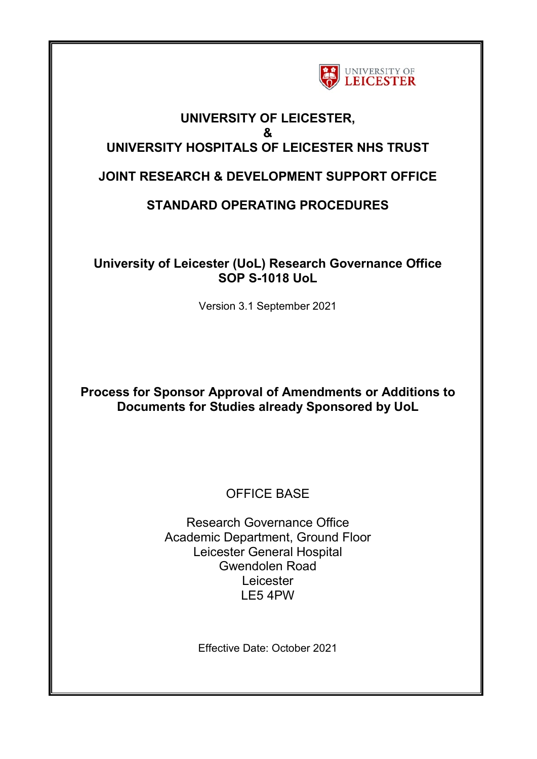# UNIVERSITY OF LEICESTER,
# &
# UNIVERSITY HOSPITALS OF LEICESTER NHS TRUST

## JOINT RESEARCH & DEVELOPMENT SUPPORT OFFICE

## STANDARD OPERATING PROCEDURES

**University of Leicester (UoL) Research Governance Office**
**SOP S-1018 UoL**

Version 3.1 September 2021

**Process for Sponsor Approval of Amendments or Additions to Documents for Studies already Sponsored by UoL**

OFFICE BASE

Research Governance Office
Academic Department, Ground Floor
Leicester General Hospital
Gwendolen Road
Leicester
LE5 4PW

Effective Date: October 2021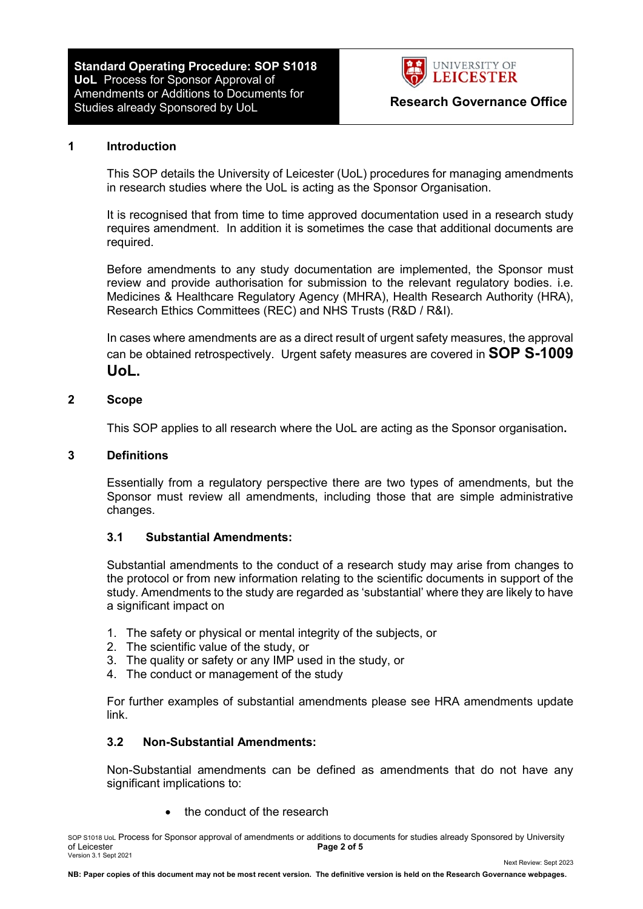**Standard Operating Procedure: SOP S1018 UoL** Process for Sponsor Approval of Amendments or Additions to Documents for Studies already Sponsored by UoL

**Research Governance Office**

## 1 Introduction

This SOP details the University of Leicester (UoL) procedures for managing amendments in research studies where the UoL is acting as the Sponsor Organisation.

It is recognised that from time to time approved documentation used in a research study requires amendment. In addition it is sometimes the case that additional documents are required.

Before amendments to any study documentation are implemented, the Sponsor must review and provide authorisation for submission to the relevant regulatory bodies. i.e. Medicines & Healthcare Regulatory Agency (MHRA), Health Research Authority (HRA), Research Ethics Committees (REC) and NHS Trusts (R&D / R&I).

In cases where amendments are as a direct result of urgent safety measures, the approval can be obtained retrospectively. Urgent safety measures are covered in **SOP S-1009 UoL.**

## 2 Scope

This SOP applies to all research where the UoL are acting as the Sponsor organisation**.**

## 3 Definitions

Essentially from a regulatory perspective there are two types of amendments, but the Sponsor must review all amendments, including those that are simple administrative changes.

### 3.1 Substantial Amendments:

Substantial amendments to the conduct of a research study may arise from changes to the protocol or from new information relating to the scientific documents in support of the study. Amendments to the study are regarded as 'substantial' where they are likely to have a significant impact on

1. The safety or physical or mental integrity of the subjects, or
2. The scientific value of the study, or
3. The quality or safety or any IMP used in the study, or
4. The conduct or management of the study

For further examples of substantial amendments please see HRA amendments update link.

### 3.2 Non-Substantial Amendments:

Non-Substantial amendments can be defined as amendments that do not have any significant implications to:

- the conduct of the research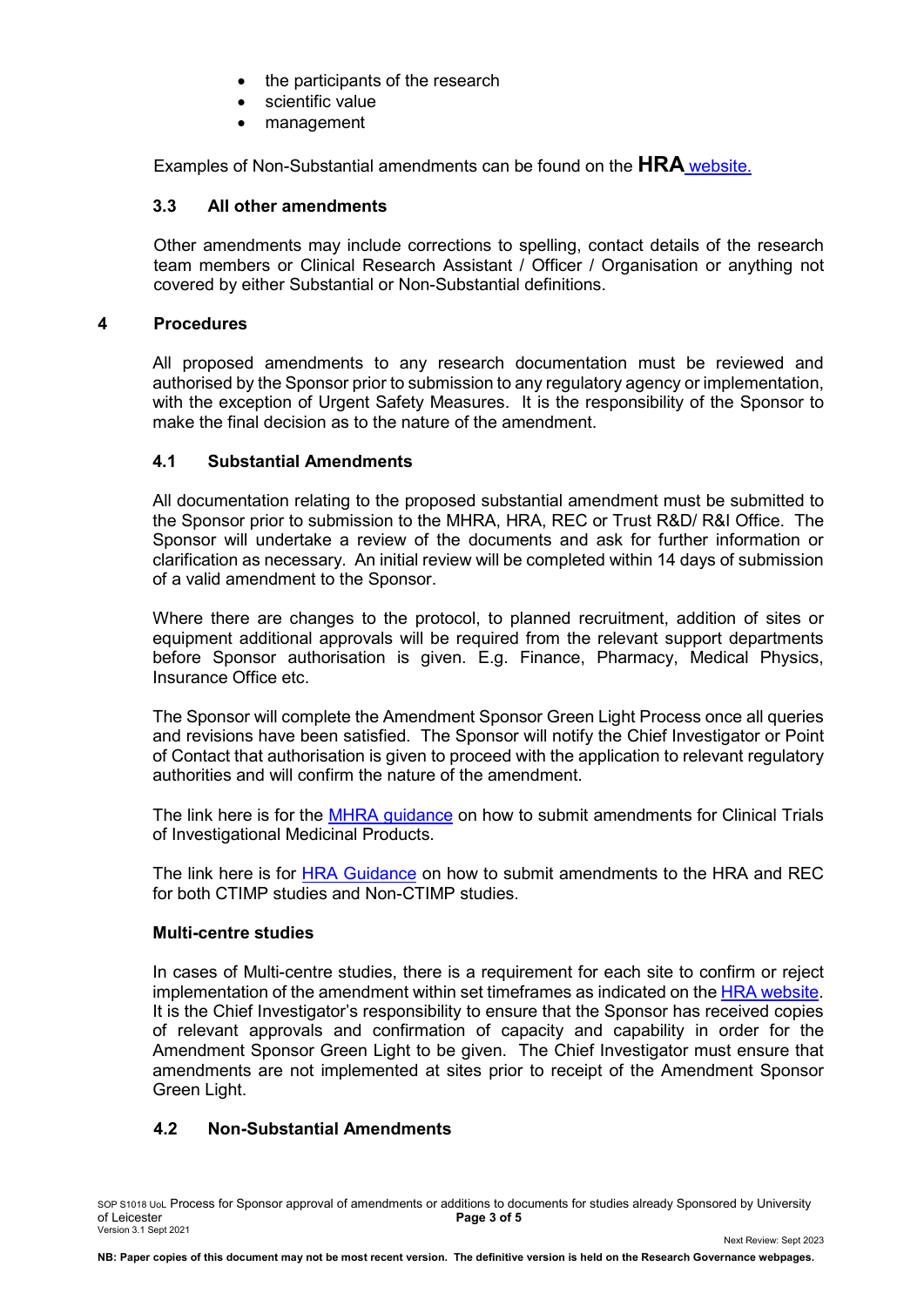- the participants of the research
- scientific value
- management

Examples of Non-Substantial amendments can be found on the **HRA** website.

### 3.3 All other amendments

Other amendments may include corrections to spelling, contact details of the research team members or Clinical Research Assistant / Officer / Organisation or anything not covered by either Substantial or Non-Substantial definitions.

## 4 Procedures

All proposed amendments to any research documentation must be reviewed and authorised by the Sponsor prior to submission to any regulatory agency or implementation, with the exception of Urgent Safety Measures. It is the responsibility of the Sponsor to make the final decision as to the nature of the amendment.

### 4.1 Substantial Amendments

All documentation relating to the proposed substantial amendment must be submitted to the Sponsor prior to submission to the MHRA, HRA, REC or Trust R&D/ R&I Office. The Sponsor will undertake a review of the documents and ask for further information or clarification as necessary. An initial review will be completed within 14 days of submission of a valid amendment to the Sponsor.

Where there are changes to the protocol, to planned recruitment, addition of sites or equipment additional approvals will be required from the relevant support departments before Sponsor authorisation is given. E.g. Finance, Pharmacy, Medical Physics, Insurance Office etc.

The Sponsor will complete the Amendment Sponsor Green Light Process once all queries and revisions have been satisfied. The Sponsor will notify the Chief Investigator or Point of Contact that authorisation is given to proceed with the application to relevant regulatory authorities and will confirm the nature of the amendment.

The link here is for the MHRA guidance on how to submit amendments for Clinical Trials of Investigational Medicinal Products.

The link here is for HRA Guidance on how to submit amendments to the HRA and REC for both CTIMP studies and Non-CTIMP studies.

**Multi-centre studies**

In cases of Multi-centre studies, there is a requirement for each site to confirm or reject implementation of the amendment within set timeframes as indicated on the HRA website. It is the Chief Investigator's responsibility to ensure that the Sponsor has received copies of relevant approvals and confirmation of capacity and capability in order for the Amendment Sponsor Green Light to be given. The Chief Investigator must ensure that amendments are not implemented at sites prior to receipt of the Amendment Sponsor Green Light.

### 4.2 Non-Substantial Amendments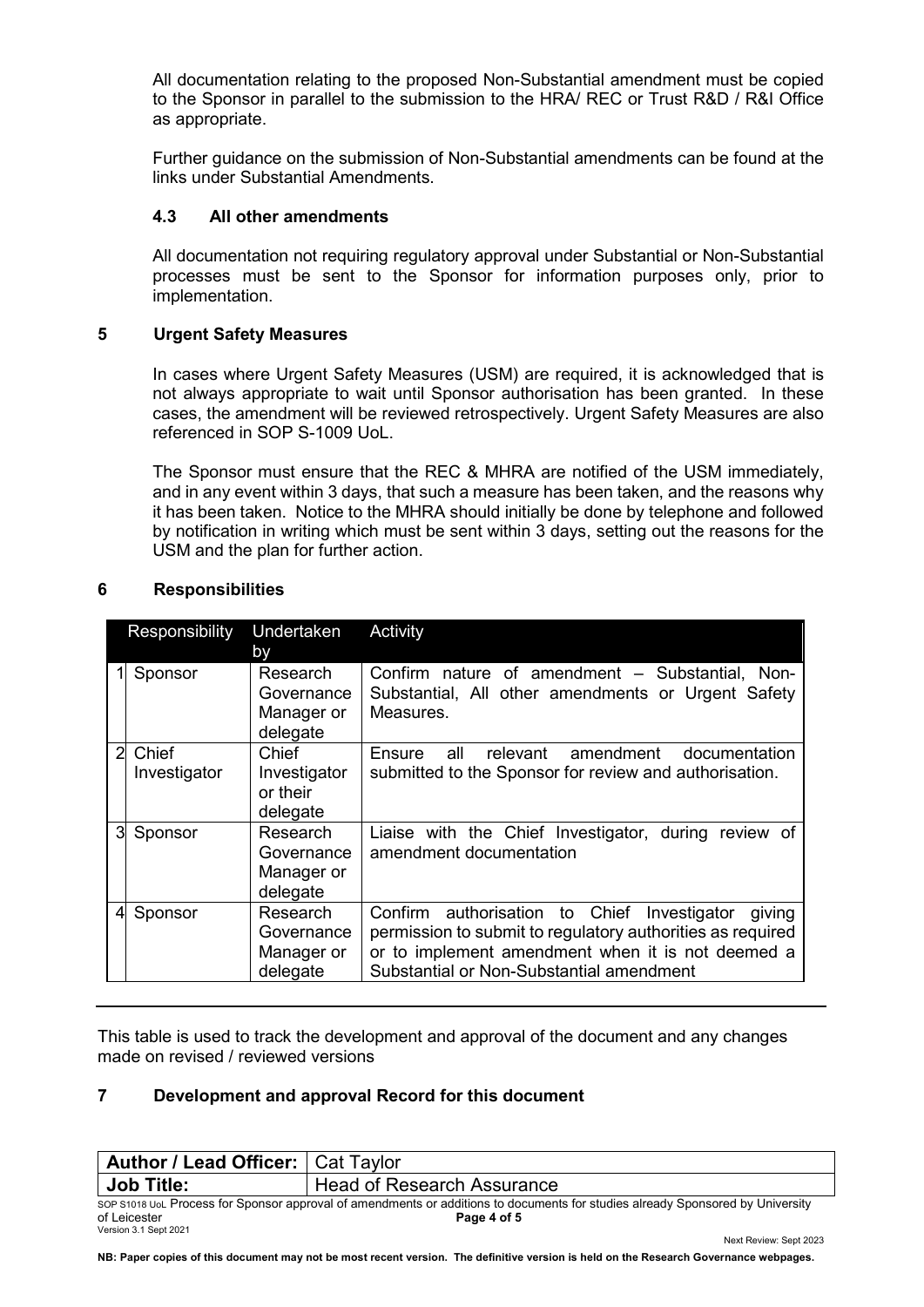All documentation relating to the proposed Non-Substantial amendment must be copied to the Sponsor in parallel to the submission to the HRA/ REC or Trust R&D / R&I Office as appropriate.

Further guidance on the submission of Non-Substantial amendments can be found at the links under Substantial Amendments.

### 4.3 All other amendments

All documentation not requiring regulatory approval under Substantial or Non-Substantial processes must be sent to the Sponsor for information purposes only, prior to implementation.

## 5 Urgent Safety Measures

In cases where Urgent Safety Measures (USM) are required, it is acknowledged that is not always appropriate to wait until Sponsor authorisation has been granted. In these cases, the amendment will be reviewed retrospectively. Urgent Safety Measures are also referenced in SOP S-1009 UoL.

The Sponsor must ensure that the REC & MHRA are notified of the USM immediately, and in any event within 3 days, that such a measure has been taken, and the reasons why it has been taken. Notice to the MHRA should initially be done by telephone and followed by notification in writing which must be sent within 3 days, setting out the reasons for the USM and the plan for further action.

## 6 Responsibilities

| | Responsibility | Undertaken by | Activity |
|---|---|---|---|
| 1 | Sponsor | Research Governance Manager or delegate | Confirm nature of amendment – Substantial, Non-Substantial, All other amendments or Urgent Safety Measures. |
| 2 | Chief Investigator | Chief Investigator or their delegate | Ensure all relevant amendment documentation submitted to the Sponsor for review and authorisation. |
| 3 | Sponsor | Research Governance Manager or delegate | Liaise with the Chief Investigator, during review of amendment documentation |
| 4 | Sponsor | Research Governance Manager or delegate | Confirm authorisation to Chief Investigator giving permission to submit to regulatory authorities as required or to implement amendment when it is not deemed a Substantial or Non-Substantial amendment |

This table is used to track the development and approval of the document and any changes made on revised / reviewed versions

## 7 Development and approval Record for this document

| **Author / Lead Officer:** | Cat Taylor |
|---|---|
| **Job Title:** | Head of Research Assurance |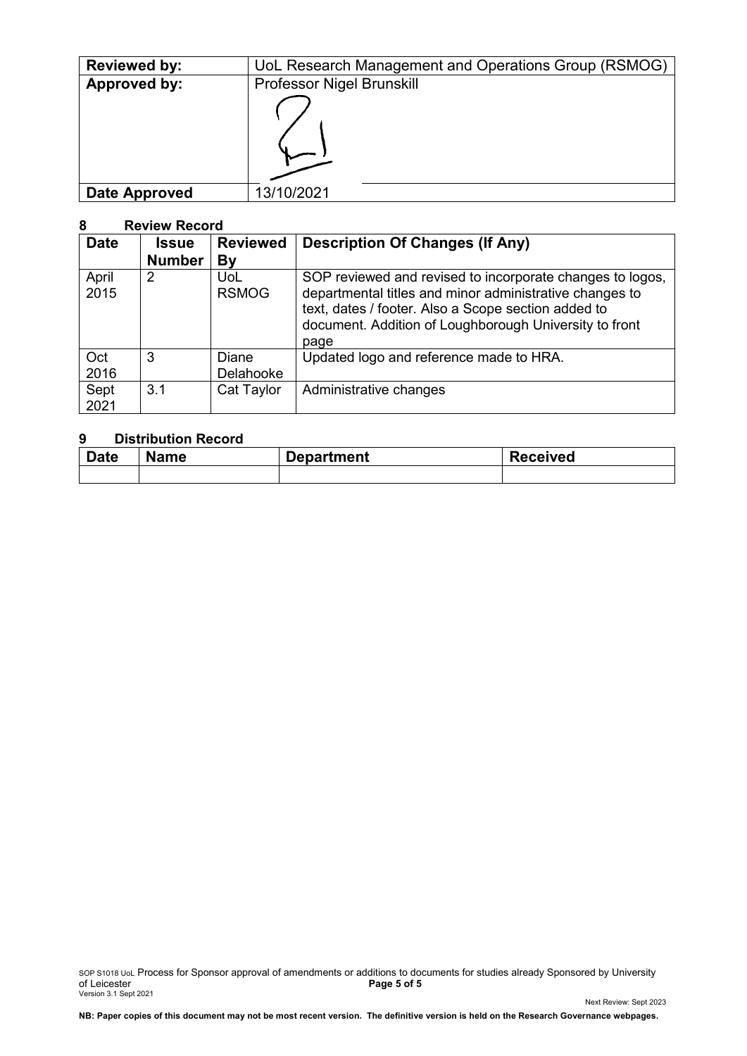| | |
|---|---|
| **Reviewed by:** | UoL Research Management and Operations Group (RSMOG) |
| **Approved by:** | Professor Nigel Brunskill |
| **Date Approved** | 13/10/2021 |

## 8 Review Record

| Date | Issue Number | Reviewed By | Description Of Changes (If Any) |
|---|---|---|---|
| April 2015 | 2 | UoL RSMOG | SOP reviewed and revised to incorporate changes to logos, departmental titles and minor administrative changes to text, dates / footer. Also a Scope section added to document. Addition of Loughborough University to front page |
| Oct 2016 | 3 | Diane Delahooke | Updated logo and reference made to HRA. |
| Sept 2021 | 3.1 | Cat Taylor | Administrative changes |

## 9 Distribution Record

| Date | Name | Department | Received |
|---|---|---|---|
| | | | |